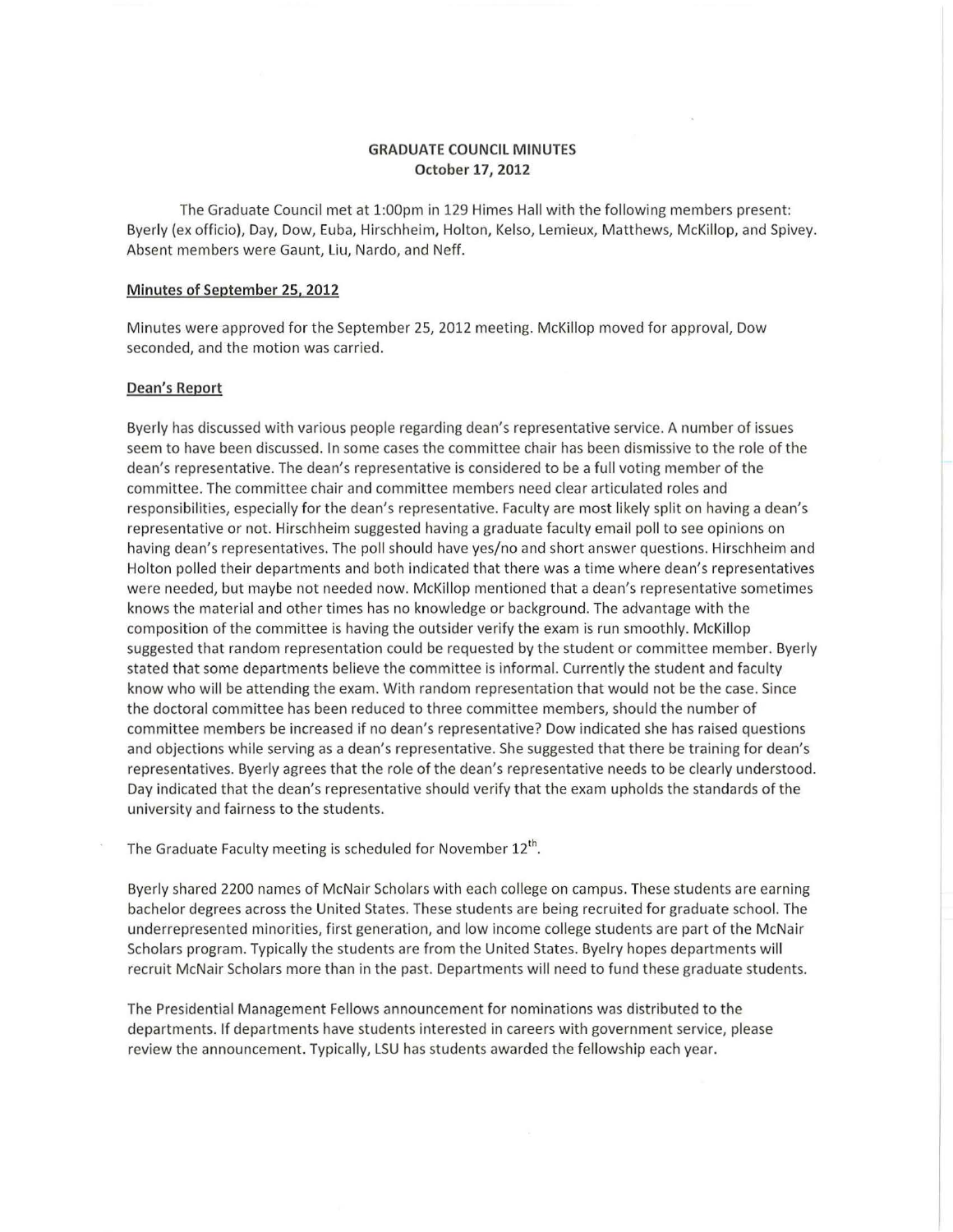## GRADUATE COUNCIL MINUTES
**October 17, 2012**

The Graduate Council met at 1:00pm in 129 Himes Hall with the following members present: Byerly (ex officio), Day, Dow, Euba, Hirschheim, Holton, Kelso, Lemieux, Matthews, McKillop, and Spivey. Absent members were Gaunt, Liu, Nardo, and Neff.

### Minutes of September 25, 2012

Minutes were approved for the September 25, 2012 meeting. McKillop moved for approval, Dow seconded, and the motion was carried.

### Dean's Report

Byerly has discussed with various people regarding dean's representative service. A number of issues seem to have been discussed. In some cases the committee chair has been dismissive to the role of the dean's representative. The dean's representative is considered to be a full voting member of the committee. The committee chair and committee members need clear articulated roles and responsibilities, especially for the dean's representative. Faculty are most likely split on having a dean's representative or not. Hirschheim suggested having a graduate faculty email poll to see opinions on having dean's representatives. The poll should have yes/no and short answer questions. Hirschheim and Holton polled their departments and both indicated that there was a time where dean's representatives were needed, but maybe not needed now. McKillop mentioned that a dean's representative sometimes knows the material and other times has no knowledge or background. The advantage with the composition of the committee is having the outsider verify the exam is run smoothly. McKillop suggested that random representation could be requested by the student or committee member. Byerly stated that some departments believe the committee is informal. Currently the student and faculty know who will be attending the exam. With random representation that would not be the case. Since the doctoral committee has been reduced to three committee members, should the number of committee members be increased if no dean's representative? Dow indicated she has raised questions and objections while serving as a dean's representative. She suggested that there be training for dean's representatives. Byerly agrees that the role of the dean's representative needs to be clearly understood. Day indicated that the dean's representative should verify that the exam upholds the standards of the university and fairness to the students.

The Graduate Faculty meeting is scheduled for November 12th.

Byerly shared 2200 names of McNair Scholars with each college on campus. These students are earning bachelor degrees across the United States. These students are being recruited for graduate school. The underrepresented minorities, first generation, and low income college students are part of the McNair Scholars program. Typically the students are from the United States. Byelry hopes departments will recruit McNair Scholars more than in the past. Departments will need to fund these graduate students.

The Presidential Management Fellows announcement for nominations was distributed to the departments. If departments have students interested in careers with government service, please review the announcement. Typically, LSU has students awarded the fellowship each year.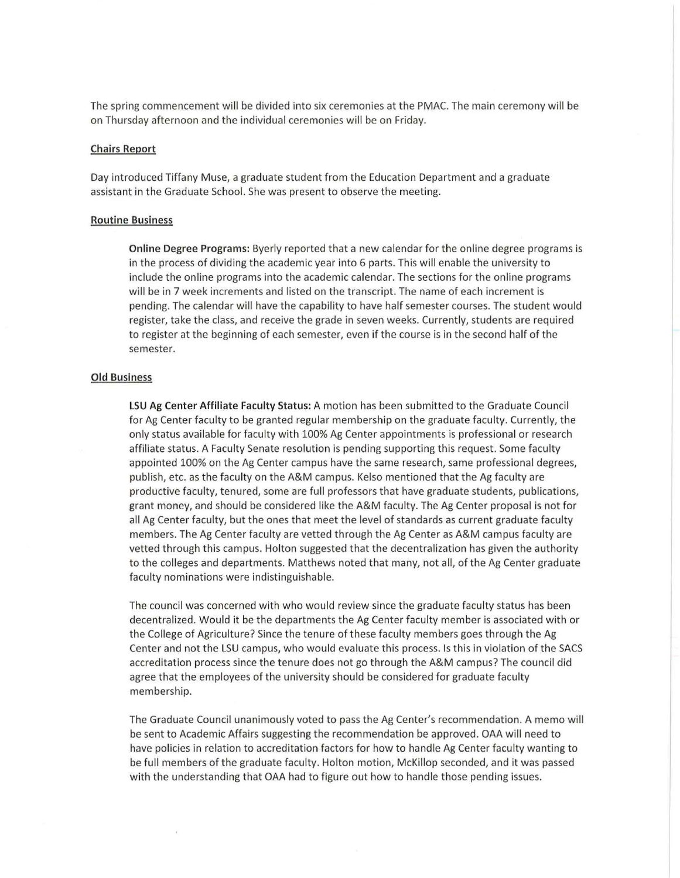The spring commencement will be divided into six ceremonies at the PMAC. The main ceremony will be on Thursday afternoon and the individual ceremonies will be on Friday.

## Chairs Report

Day introduced Tiffany Muse, a graduate student from the Education Department and a graduate assistant in the Graduate School. She was present to observe the meeting.

## Routine Business

**Online Degree Programs:** Byerly reported that a new calendar for the online degree programs is in the process of dividing the academic year into 6 parts. This will enable the university to include the online programs into the academic calendar. The sections for the online programs will be in 7 week increments and listed on the transcript. The name of each increment is pending. The calendar will have the capability to have half semester courses. The student would register, take the class, and receive the grade in seven weeks. Currently, students are required to register at the beginning of each semester, even if the course is in the second half of the semester.

## Old Business

**LSU Ag Center Affiliate Faculty Status:** A motion has been submitted to the Graduate Council for Ag Center faculty to be granted regular membership on the graduate faculty. Currently, the only status available for faculty with 100% Ag Center appointments is professional or research affiliate status. A Faculty Senate resolution is pending supporting this request. Some faculty appointed 100% on the Ag Center campus have the same research, same professional degrees, publish, etc. as the faculty on the A&M campus. Kelso mentioned that the Ag faculty are productive faculty, tenured, some are full professors that have graduate students, publications, grant money, and should be considered like the A&M faculty. The Ag Center proposal is not for all Ag Center faculty, but the ones that meet the level of standards as current graduate faculty members. The Ag Center faculty are vetted through the Ag Center as A&M campus faculty are vetted through this campus. Holton suggested that the decentralization has given the authority to the colleges and departments. Matthews noted that many, not all, of the Ag Center graduate faculty nominations were indistinguishable.

The council was concerned with who would review since the graduate faculty status has been decentralized. Would it be the departments the Ag Center faculty member is associated with or the College of Agriculture? Since the tenure of these faculty members goes through the Ag Center and not the LSU campus, who would evaluate this process. Is this in violation of the SACS accreditation process since the tenure does not go through the A&M campus? The council did agree that the employees of the university should be considered for graduate faculty membership.

The Graduate Council unanimously voted to pass the Ag Center's recommendation. A memo will be sent to Academic Affairs suggesting the recommendation be approved. OAA will need to have policies in relation to accreditation factors for how to handle Ag Center faculty wanting to be full members of the graduate faculty. Holton motion, McKillop seconded, and it was passed with the understanding that OAA had to figure out how to handle those pending issues.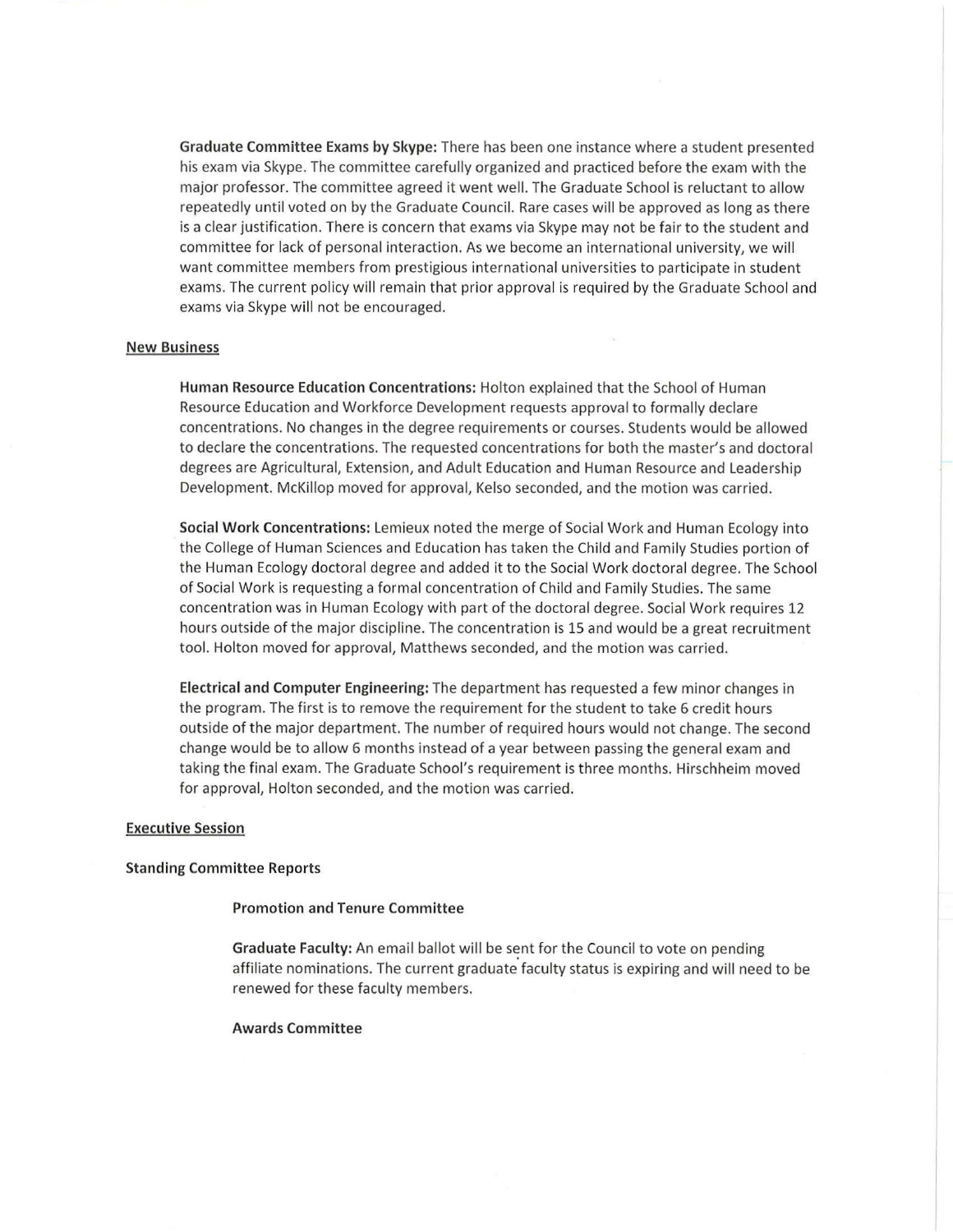**Graduate Committee Exams by Skype:** There has been one instance where a student presented his exam via Skype. The committee carefully organized and practiced before the exam with the major professor. The committee agreed it went well. The Graduate School is reluctant to allow repeatedly until voted on by the Graduate Council. Rare cases will be approved as long as there is a clear justification. There is concern that exams via Skype may not be fair to the student and committee for lack of personal interaction. As we become an international university, we will want committee members from prestigious international universities to participate in student exams. The current policy will remain that prior approval is required by the Graduate School and exams via Skype will not be encouraged.

## New Business

**Human Resource Education Concentrations:** Holton explained that the School of Human Resource Education and Workforce Development requests approval to formally declare concentrations. No changes in the degree requirements or courses. Students would be allowed to declare the concentrations. The requested concentrations for both the master's and doctoral degrees are Agricultural, Extension, and Adult Education and Human Resource and Leadership Development. McKillop moved for approval, Kelso seconded, and the motion was carried.

**Social Work Concentrations:** Lemieux noted the merge of Social Work and Human Ecology into the College of Human Sciences and Education has taken the Child and Family Studies portion of the Human Ecology doctoral degree and added it to the Social Work doctoral degree. The School of Social Work is requesting a formal concentration of Child and Family Studies. The same concentration was in Human Ecology with part of the doctoral degree. Social Work requires 12 hours outside of the major discipline. The concentration is 15 and would be a great recruitment tool. Holton moved for approval, Matthews seconded, and the motion was carried.

**Electrical and Computer Engineering:** The department has requested a few minor changes in the program. The first is to remove the requirement for the student to take 6 credit hours outside of the major department. The number of required hours would not change. The second change would be to allow 6 months instead of a year between passing the general exam and taking the final exam. The Graduate School's requirement is three months. Hirschheim moved for approval, Holton seconded, and the motion was carried.

## Executive Session

### Standing Committee Reports

#### Promotion and Tenure Committee

**Graduate Faculty:** An email ballot will be sent for the Council to vote on pending affiliate nominations. The current graduate faculty status is expiring and will need to be renewed for these faculty members.

#### Awards Committee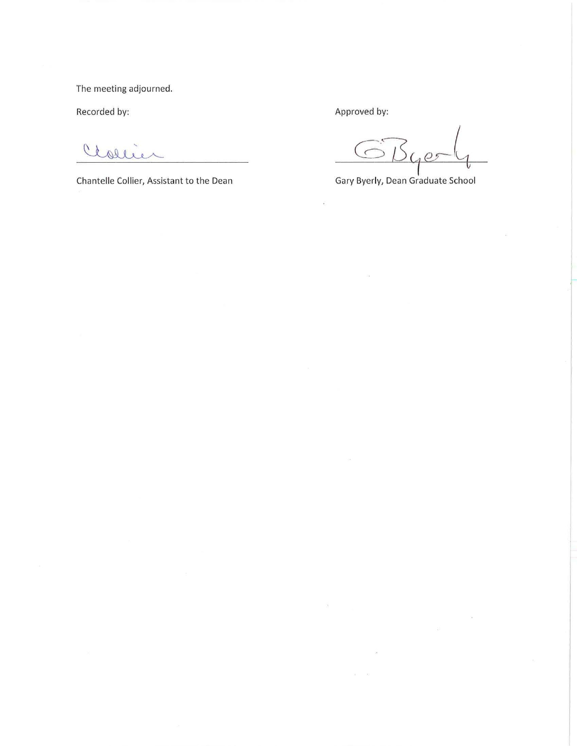The meeting adjourned.

Recorded by:

Chantelle Collier, Assistant to the Dean

Approved by:

Gary Byerly, Dean Graduate School